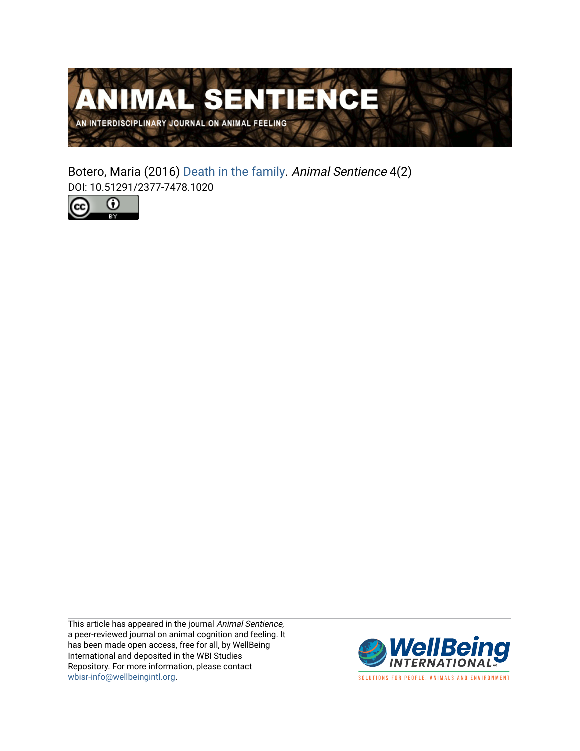# ANIMAL SENTIENCE

AN INTERDISCIPLINARY JOURNAL ON ANIMAL FEELING

Botero, Maria (2016) Death in the family. *Animal Sentience* 4(2)
DOI: 10.51291/2377-7478.1020

This article has appeared in the journal *Animal Sentience*, a peer-reviewed journal on animal cognition and feeling. It has been made open access, free for all, by WellBeing International and deposited in the WBI Studies Repository. For more information, please contact wbisr-info@wellbeingintl.org.

WellBeing INTERNATIONAL

SOLUTIONS FOR PEOPLE, ANIMALS AND ENVIRONMENT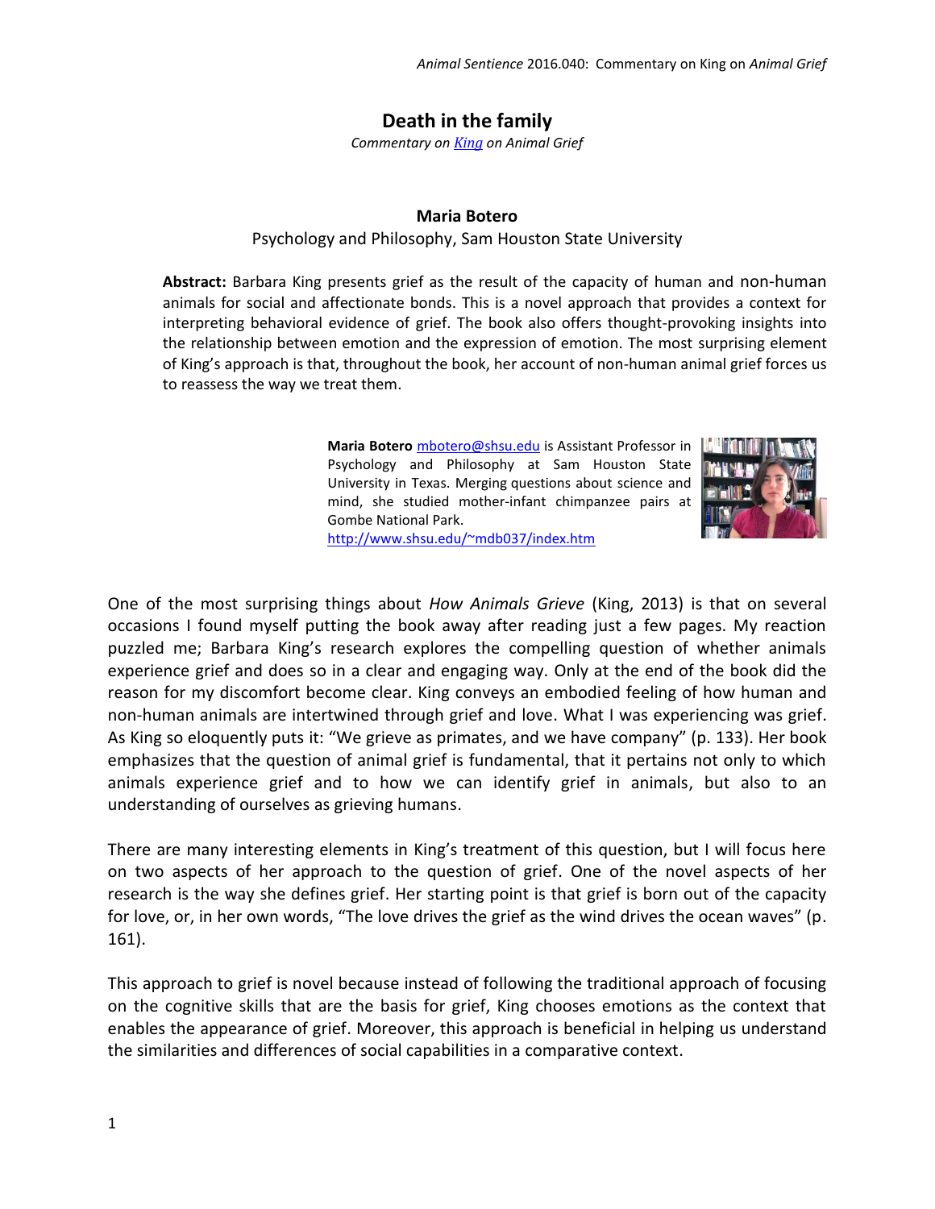# Death in the family

*Commentary on [King](#) on Animal Grief*

**Maria Botero**

Psychology and Philosophy, Sam Houston State University

**Abstract:** Barbara King presents grief as the result of the capacity of human and non-human animals for social and affectionate bonds. This is a novel approach that provides a context for interpreting behavioral evidence of grief. The book also offers thought-provoking insights into the relationship between emotion and the expression of emotion. The most surprising element of King's approach is that, throughout the book, her account of non-human animal grief forces us to reassess the way we treat them.

**Maria Botero** mbotero@shsu.edu is Assistant Professor in Psychology and Philosophy at Sam Houston State University in Texas. Merging questions about science and mind, she studied mother-infant chimpanzee pairs at Gombe National Park.
http://www.shsu.edu/~mdb037/index.htm

One of the most surprising things about *How Animals Grieve* (King, 2013) is that on several occasions I found myself putting the book away after reading just a few pages. My reaction puzzled me; Barbara King's research explores the compelling question of whether animals experience grief and does so in a clear and engaging way. Only at the end of the book did the reason for my discomfort become clear. King conveys an embodied feeling of how human and non-human animals are intertwined through grief and love. What I was experiencing was grief. As King so eloquently puts it: "We grieve as primates, and we have company" (p. 133). Her book emphasizes that the question of animal grief is fundamental, that it pertains not only to which animals experience grief and to how we can identify grief in animals, but also to an understanding of ourselves as grieving humans.

There are many interesting elements in King's treatment of this question, but I will focus here on two aspects of her approach to the question of grief. One of the novel aspects of her research is the way she defines grief. Her starting point is that grief is born out of the capacity for love, or, in her own words, "The love drives the grief as the wind drives the ocean waves" (p. 161).

This approach to grief is novel because instead of following the traditional approach of focusing on the cognitive skills that are the basis for grief, King chooses emotions as the context that enables the appearance of grief. Moreover, this approach is beneficial in helping us understand the similarities and differences of social capabilities in a comparative context.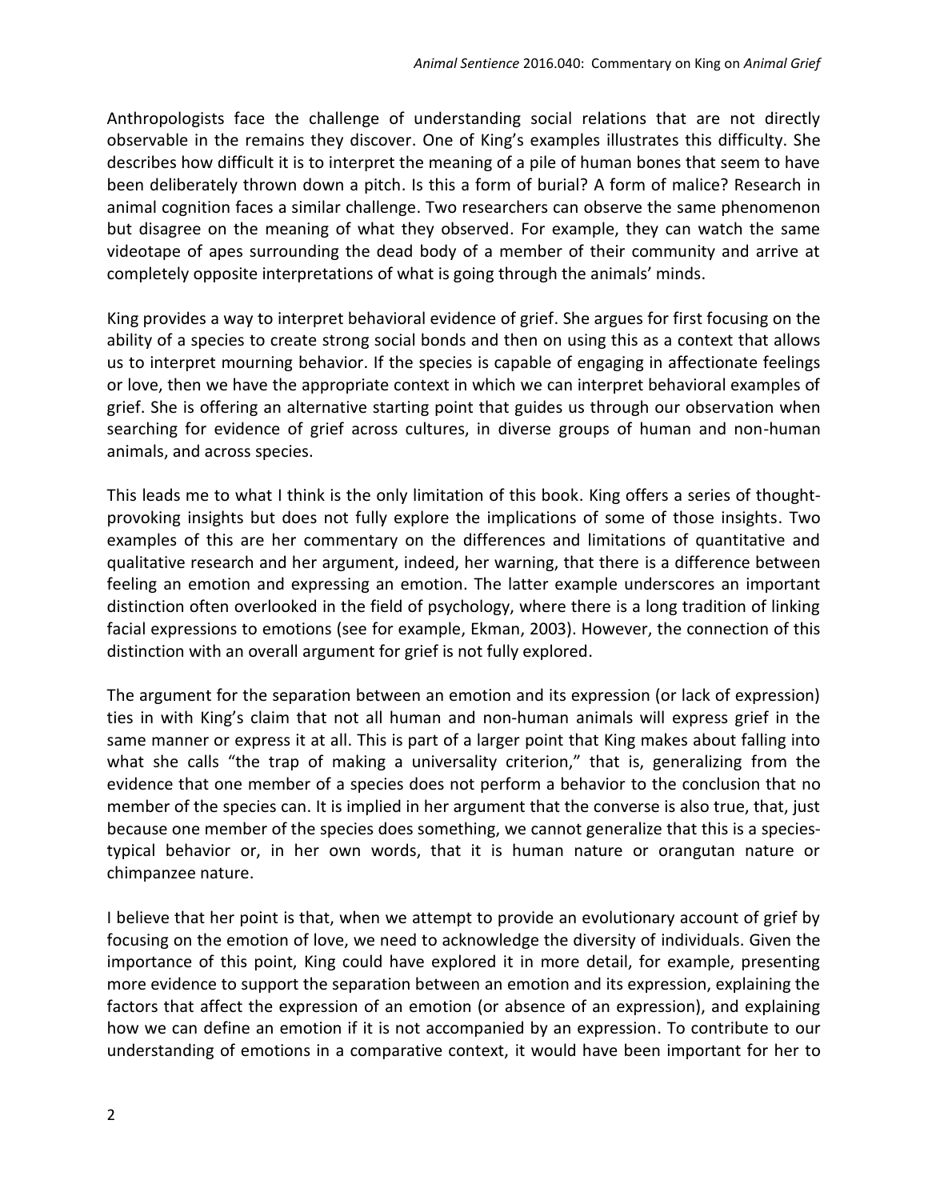Anthropologists face the challenge of understanding social relations that are not directly observable in the remains they discover. One of King's examples illustrates this difficulty. She describes how difficult it is to interpret the meaning of a pile of human bones that seem to have been deliberately thrown down a pitch. Is this a form of burial? A form of malice? Research in animal cognition faces a similar challenge. Two researchers can observe the same phenomenon but disagree on the meaning of what they observed. For example, they can watch the same videotape of apes surrounding the dead body of a member of their community and arrive at completely opposite interpretations of what is going through the animals' minds.

King provides a way to interpret behavioral evidence of grief. She argues for first focusing on the ability of a species to create strong social bonds and then on using this as a context that allows us to interpret mourning behavior. If the species is capable of engaging in affectionate feelings or love, then we have the appropriate context in which we can interpret behavioral examples of grief. She is offering an alternative starting point that guides us through our observation when searching for evidence of grief across cultures, in diverse groups of human and non-human animals, and across species.

This leads me to what I think is the only limitation of this book. King offers a series of thought-provoking insights but does not fully explore the implications of some of those insights. Two examples of this are her commentary on the differences and limitations of quantitative and qualitative research and her argument, indeed, her warning, that there is a difference between feeling an emotion and expressing an emotion. The latter example underscores an important distinction often overlooked in the field of psychology, where there is a long tradition of linking facial expressions to emotions (see for example, Ekman, 2003). However, the connection of this distinction with an overall argument for grief is not fully explored.

The argument for the separation between an emotion and its expression (or lack of expression) ties in with King's claim that not all human and non-human animals will express grief in the same manner or express it at all. This is part of a larger point that King makes about falling into what she calls "the trap of making a universality criterion," that is, generalizing from the evidence that one member of a species does not perform a behavior to the conclusion that no member of the species can. It is implied in her argument that the converse is also true, that, just because one member of the species does something, we cannot generalize that this is a species-typical behavior or, in her own words, that it is human nature or orangutan nature or chimpanzee nature.

I believe that her point is that, when we attempt to provide an evolutionary account of grief by focusing on the emotion of love, we need to acknowledge the diversity of individuals. Given the importance of this point, King could have explored it in more detail, for example, presenting more evidence to support the separation between an emotion and its expression, explaining the factors that affect the expression of an emotion (or absence of an expression), and explaining how we can define an emotion if it is not accompanied by an expression. To contribute to our understanding of emotions in a comparative context, it would have been important for her to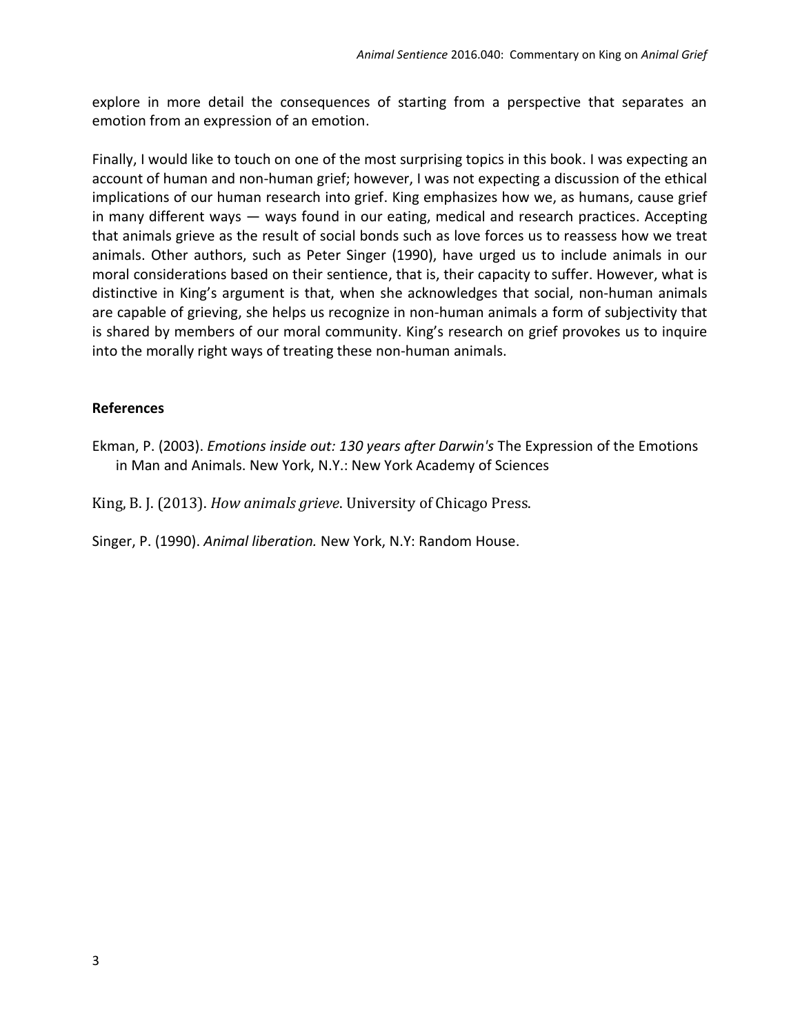explore in more detail the consequences of starting from a perspective that separates an emotion from an expression of an emotion.

Finally, I would like to touch on one of the most surprising topics in this book. I was expecting an account of human and non-human grief; however, I was not expecting a discussion of the ethical implications of our human research into grief. King emphasizes how we, as humans, cause grief in many different ways — ways found in our eating, medical and research practices. Accepting that animals grieve as the result of social bonds such as love forces us to reassess how we treat animals. Other authors, such as Peter Singer (1990), have urged us to include animals in our moral considerations based on their sentience, that is, their capacity to suffer. However, what is distinctive in King's argument is that, when she acknowledges that social, non-human animals are capable of grieving, she helps us recognize in non-human animals a form of subjectivity that is shared by members of our moral community. King's research on grief provokes us to inquire into the morally right ways of treating these non-human animals.

**References**

Ekman, P. (2003). *Emotions inside out: 130 years after Darwin's* The Expression of the Emotions in Man and Animals. New York, N.Y.: New York Academy of Sciences

King, B. J. (2013). *How animals grieve*. University of Chicago Press.

Singer, P. (1990). *Animal liberation.* New York, N.Y: Random House.